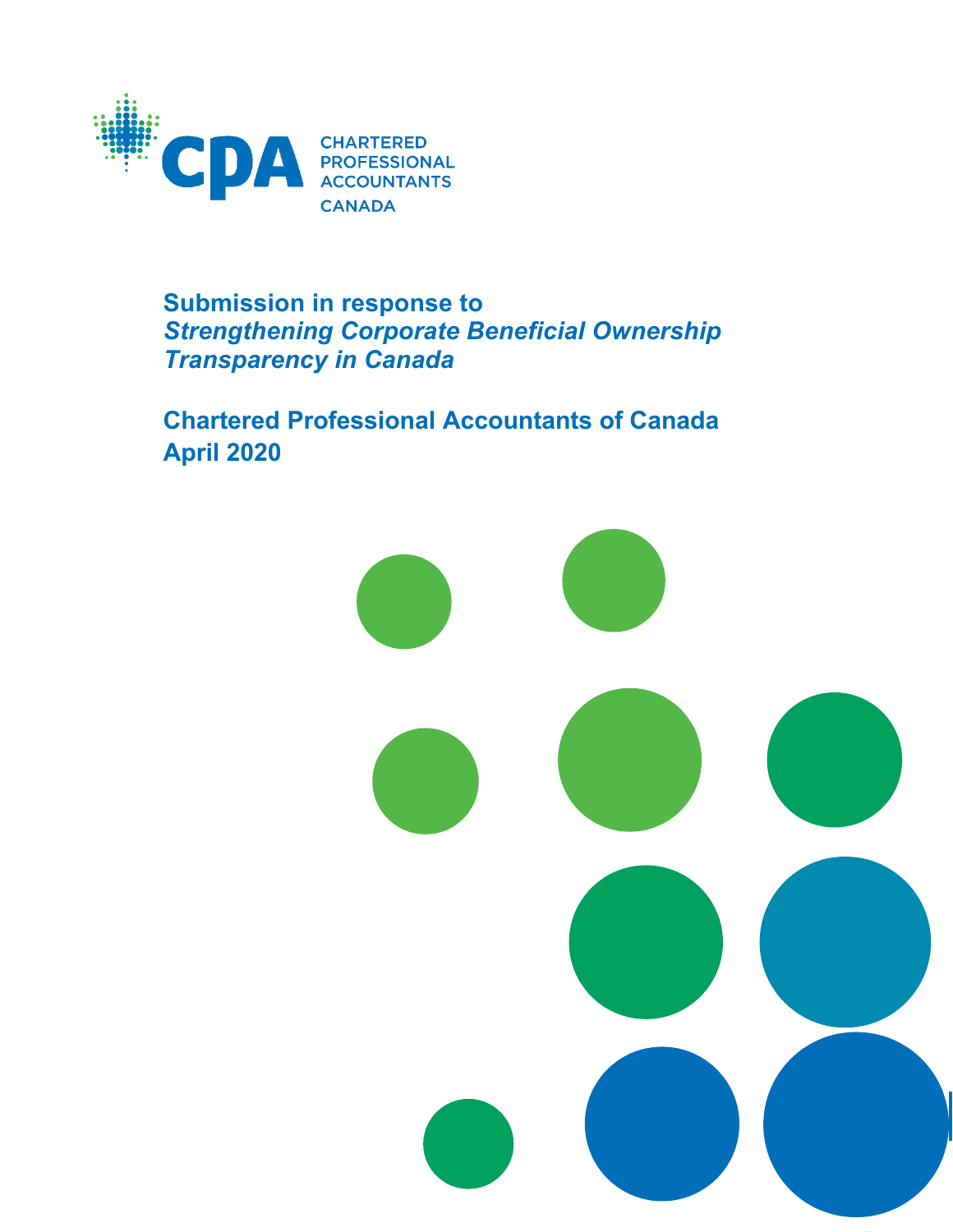CPA CHARTERED PROFESSIONAL ACCOUNTANTS CANADA

# Submission in response to *Strengthening Corporate Beneficial Ownership Transparency in Canada*

## Chartered Professional Accountants of Canada
## April 2020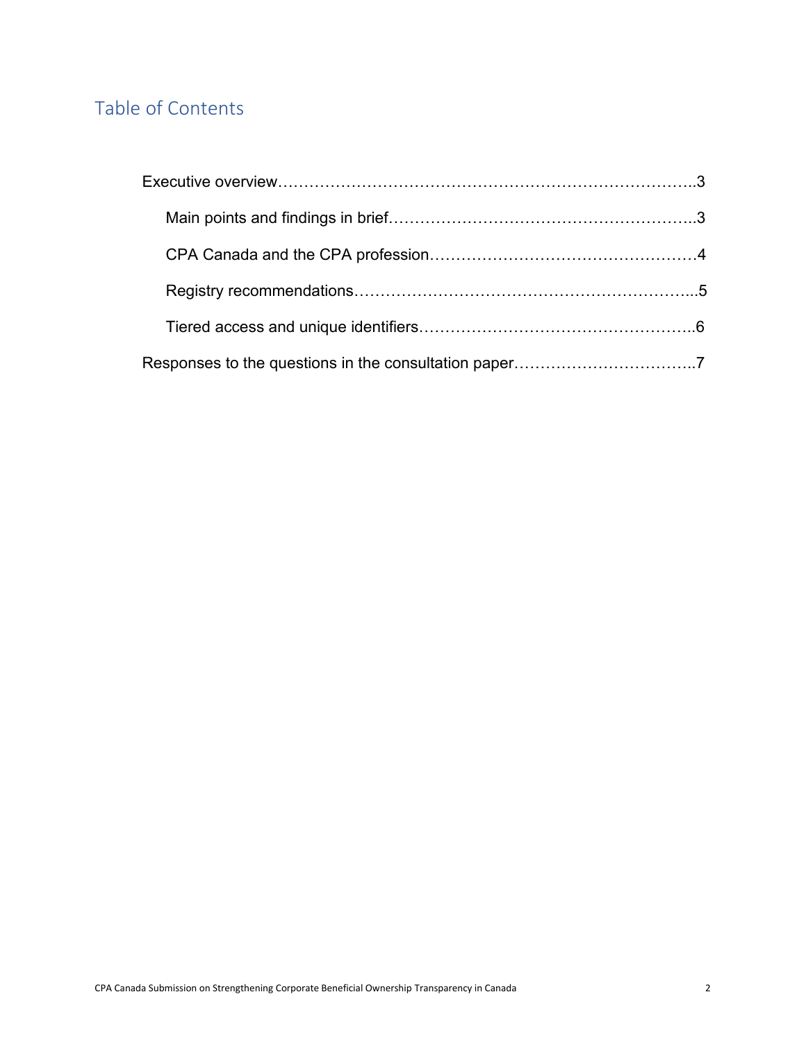## Table of Contents

Executive overview……………………………………………………………………..3

- Main points and findings in brief…………………………………………………..3
- CPA Canada and the CPA profession……………………………………………4
- Registry recommendations………………………………………………………...5
- Tiered access and unique identifiers……………………………………………..6

Responses to the questions in the consultation paper……………………………..7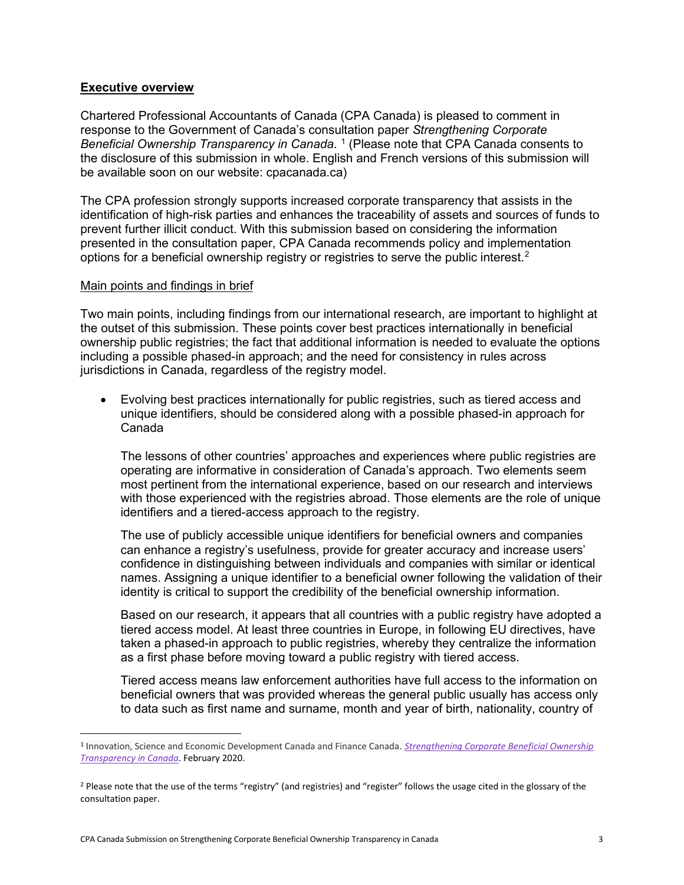## **Executive overview**

Chartered Professional Accountants of Canada (CPA Canada) is pleased to comment in response to the Government of Canada's consultation paper *Strengthening Corporate Beneficial Ownership Transparency in Canada*. [1] (Please note that CPA Canada consents to the disclosure of this submission in whole. English and French versions of this submission will be available soon on our website: cpacanada.ca)

The CPA profession strongly supports increased corporate transparency that assists in the identification of high-risk parties and enhances the traceability of assets and sources of funds to prevent further illicit conduct. With this submission based on considering the information presented in the consultation paper, CPA Canada recommends policy and implementation options for a beneficial ownership registry or registries to serve the public interest.[2]

### Main points and findings in brief

Two main points, including findings from our international research, are important to highlight at the outset of this submission. These points cover best practices internationally in beneficial ownership public registries; the fact that additional information is needed to evaluate the options including a possible phased-in approach; and the need for consistency in rules across jurisdictions in Canada, regardless of the registry model.

- Evolving best practices internationally for public registries, such as tiered access and unique identifiers, should be considered along with a possible phased-in approach for Canada

  The lessons of other countries' approaches and experiences where public registries are operating are informative in consideration of Canada's approach. Two elements seem most pertinent from the international experience, based on our research and interviews with those experienced with the registries abroad. Those elements are the role of unique identifiers and a tiered-access approach to the registry.

  The use of publicly accessible unique identifiers for beneficial owners and companies can enhance a registry's usefulness, provide for greater accuracy and increase users' confidence in distinguishing between individuals and companies with similar or identical names. Assigning a unique identifier to a beneficial owner following the validation of their identity is critical to support the credibility of the beneficial ownership information.

  Based on our research, it appears that all countries with a public registry have adopted a tiered access model. At least three countries in Europe, in following EU directives, have taken a phased-in approach to public registries, whereby they centralize the information as a first phase before moving toward a public registry with tiered access.

  Tiered access means law enforcement authorities have full access to the information on beneficial owners that was provided whereas the general public usually has access only to data such as first name and surname, month and year of birth, nationality, country of

---

[1] Innovation, Science and Economic Development Canada and Finance Canada. *Strengthening Corporate Beneficial Ownership Transparency in Canada*. February 2020.

[2] Please note that the use of the terms "registry" (and registries) and "register" follows the usage cited in the glossary of the consultation paper.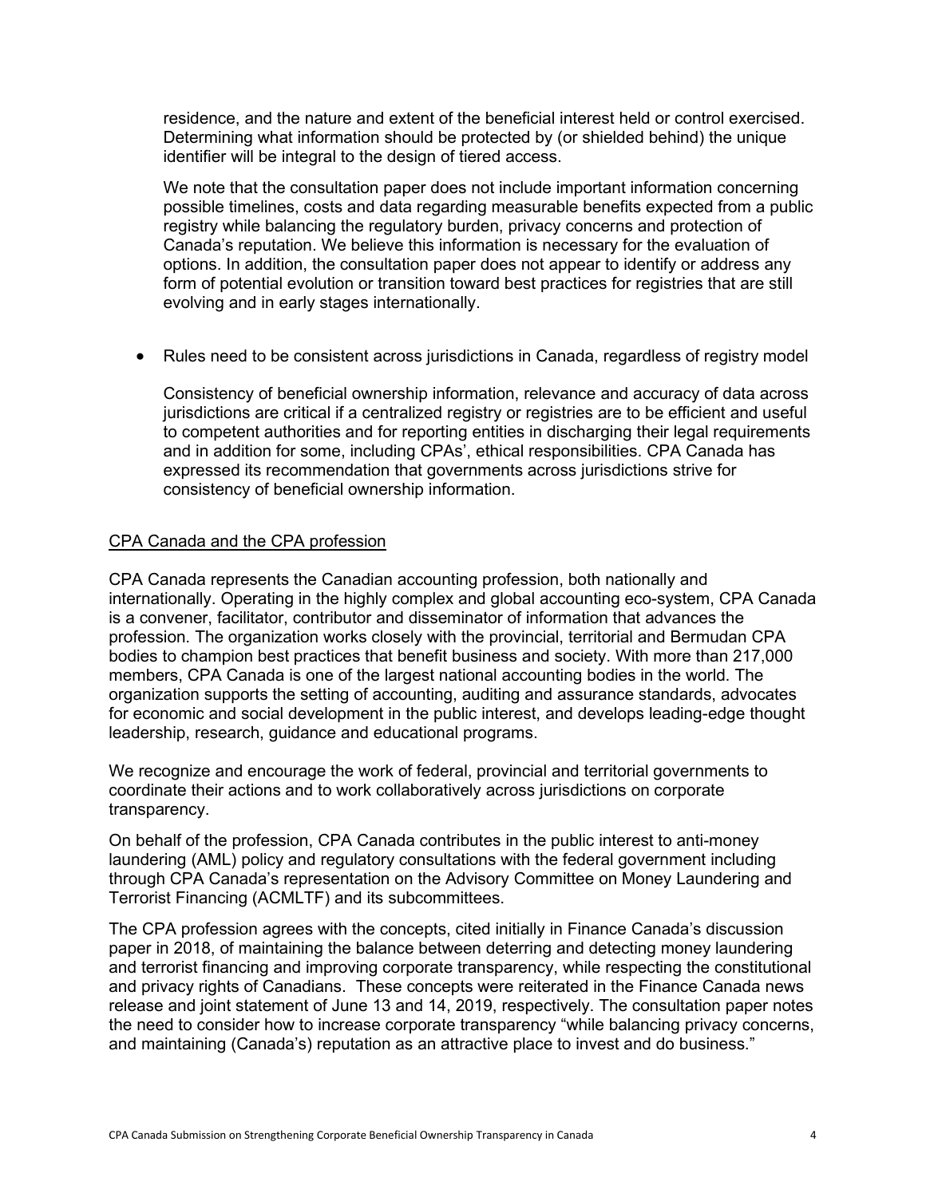residence, and the nature and extent of the beneficial interest held or control exercised. Determining what information should be protected by (or shielded behind) the unique identifier will be integral to the design of tiered access.

We note that the consultation paper does not include important information concerning possible timelines, costs and data regarding measurable benefits expected from a public registry while balancing the regulatory burden, privacy concerns and protection of Canada's reputation. We believe this information is necessary for the evaluation of options. In addition, the consultation paper does not appear to identify or address any form of potential evolution or transition toward best practices for registries that are still evolving and in early stages internationally.

- Rules need to be consistent across jurisdictions in Canada, regardless of registry model

  Consistency of beneficial ownership information, relevance and accuracy of data across jurisdictions are critical if a centralized registry or registries are to be efficient and useful to competent authorities and for reporting entities in discharging their legal requirements and in addition for some, including CPAs', ethical responsibilities. CPA Canada has expressed its recommendation that governments across jurisdictions strive for consistency of beneficial ownership information.

## CPA Canada and the CPA profession

CPA Canada represents the Canadian accounting profession, both nationally and internationally. Operating in the highly complex and global accounting eco-system, CPA Canada is a convener, facilitator, contributor and disseminator of information that advances the profession. The organization works closely with the provincial, territorial and Bermudan CPA bodies to champion best practices that benefit business and society. With more than 217,000 members, CPA Canada is one of the largest national accounting bodies in the world. The organization supports the setting of accounting, auditing and assurance standards, advocates for economic and social development in the public interest, and develops leading-edge thought leadership, research, guidance and educational programs.

We recognize and encourage the work of federal, provincial and territorial governments to coordinate their actions and to work collaboratively across jurisdictions on corporate transparency.

On behalf of the profession, CPA Canada contributes in the public interest to anti-money laundering (AML) policy and regulatory consultations with the federal government including through CPA Canada's representation on the Advisory Committee on Money Laundering and Terrorist Financing (ACMLTF) and its subcommittees.

The CPA profession agrees with the concepts, cited initially in Finance Canada's discussion paper in 2018, of maintaining the balance between deterring and detecting money laundering and terrorist financing and improving corporate transparency, while respecting the constitutional and privacy rights of Canadians. These concepts were reiterated in the Finance Canada news release and joint statement of June 13 and 14, 2019, respectively. The consultation paper notes the need to consider how to increase corporate transparency "while balancing privacy concerns, and maintaining (Canada's) reputation as an attractive place to invest and do business."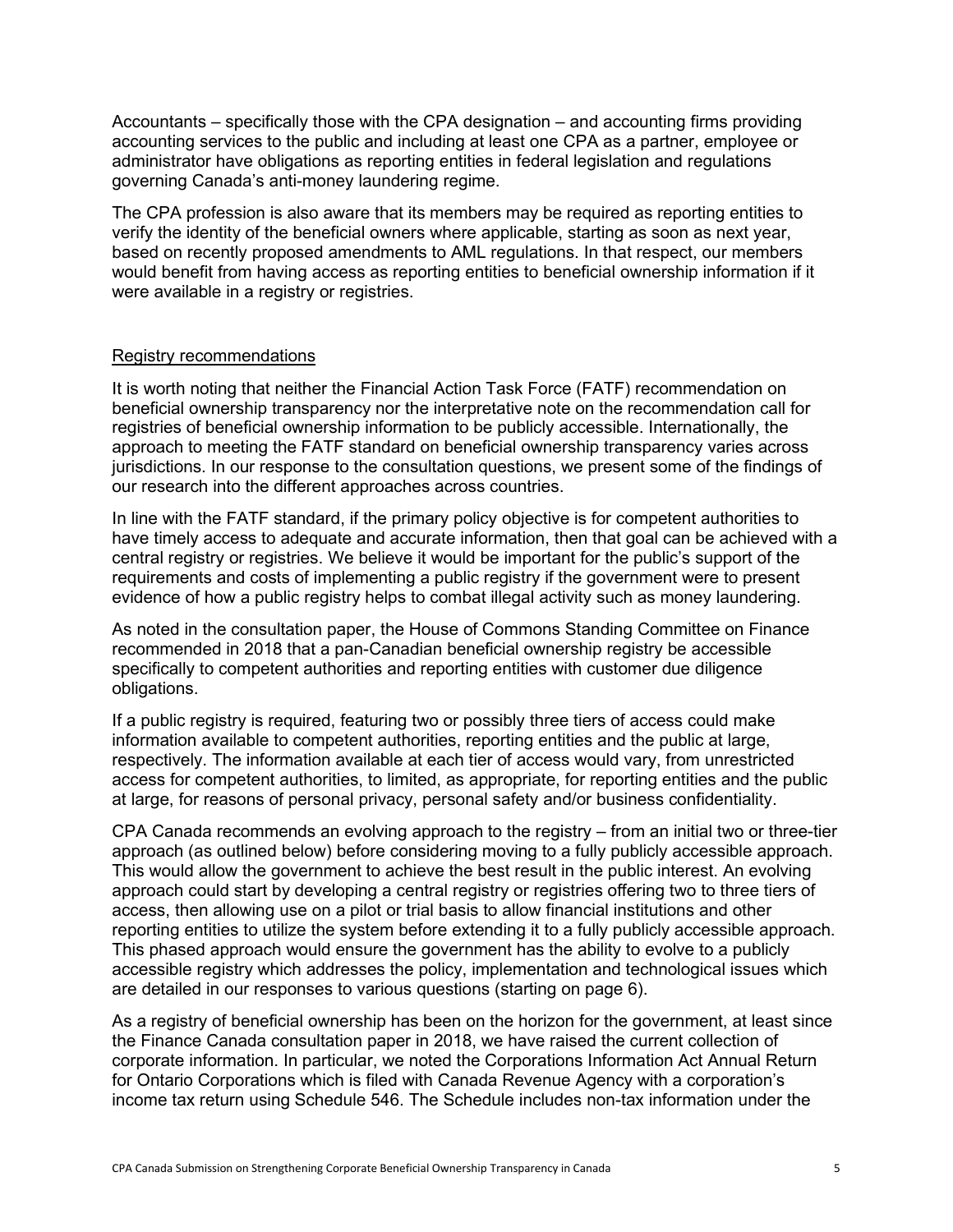Accountants – specifically those with the CPA designation – and accounting firms providing accounting services to the public and including at least one CPA as a partner, employee or administrator have obligations as reporting entities in federal legislation and regulations governing Canada's anti-money laundering regime.

The CPA profession is also aware that its members may be required as reporting entities to verify the identity of the beneficial owners where applicable, starting as soon as next year, based on recently proposed amendments to AML regulations. In that respect, our members would benefit from having access as reporting entities to beneficial ownership information if it were available in a registry or registries.

## Registry recommendations

It is worth noting that neither the Financial Action Task Force (FATF) recommendation on beneficial ownership transparency nor the interpretative note on the recommendation call for registries of beneficial ownership information to be publicly accessible. Internationally, the approach to meeting the FATF standard on beneficial ownership transparency varies across jurisdictions. In our response to the consultation questions, we present some of the findings of our research into the different approaches across countries.

In line with the FATF standard, if the primary policy objective is for competent authorities to have timely access to adequate and accurate information, then that goal can be achieved with a central registry or registries. We believe it would be important for the public's support of the requirements and costs of implementing a public registry if the government were to present evidence of how a public registry helps to combat illegal activity such as money laundering.

As noted in the consultation paper, the House of Commons Standing Committee on Finance recommended in 2018 that a pan-Canadian beneficial ownership registry be accessible specifically to competent authorities and reporting entities with customer due diligence obligations.

If a public registry is required, featuring two or possibly three tiers of access could make information available to competent authorities, reporting entities and the public at large, respectively. The information available at each tier of access would vary, from unrestricted access for competent authorities, to limited, as appropriate, for reporting entities and the public at large, for reasons of personal privacy, personal safety and/or business confidentiality.

CPA Canada recommends an evolving approach to the registry – from an initial two or three-tier approach (as outlined below) before considering moving to a fully publicly accessible approach. This would allow the government to achieve the best result in the public interest. An evolving approach could start by developing a central registry or registries offering two to three tiers of access, then allowing use on a pilot or trial basis to allow financial institutions and other reporting entities to utilize the system before extending it to a fully publicly accessible approach. This phased approach would ensure the government has the ability to evolve to a publicly accessible registry which addresses the policy, implementation and technological issues which are detailed in our responses to various questions (starting on page 6).

As a registry of beneficial ownership has been on the horizon for the government, at least since the Finance Canada consultation paper in 2018, we have raised the current collection of corporate information. In particular, we noted the Corporations Information Act Annual Return for Ontario Corporations which is filed with Canada Revenue Agency with a corporation's income tax return using Schedule 546. The Schedule includes non-tax information under the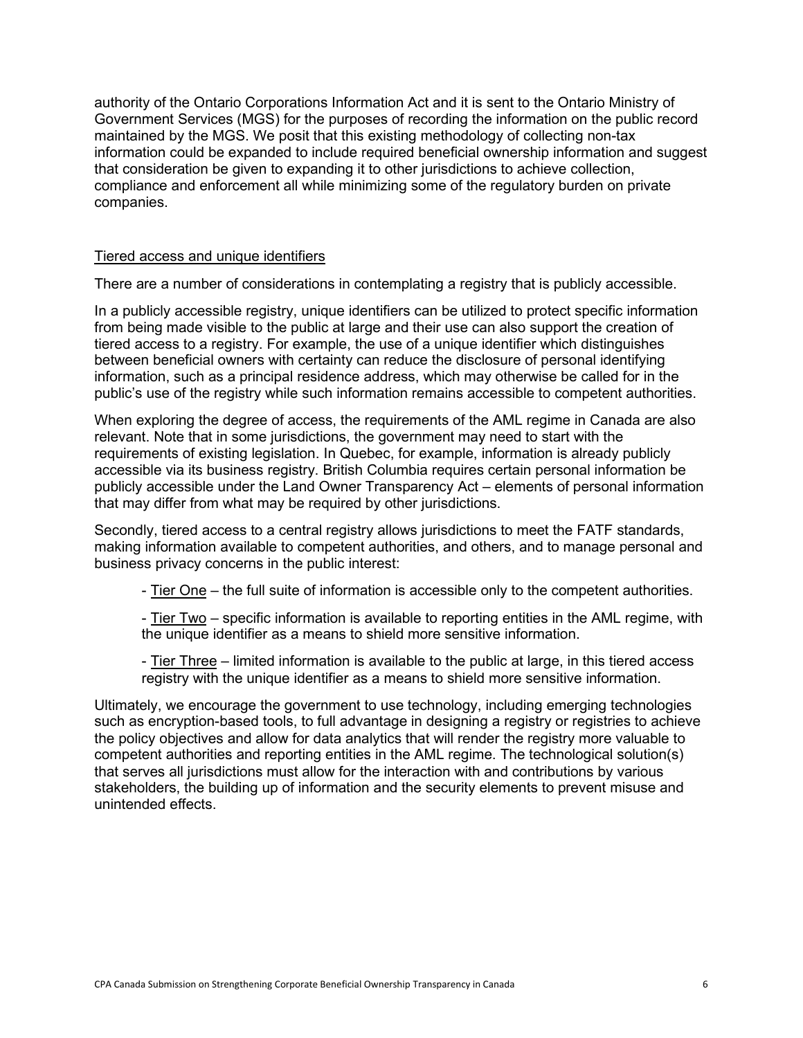authority of the Ontario Corporations Information Act and it is sent to the Ontario Ministry of Government Services (MGS) for the purposes of recording the information on the public record maintained by the MGS. We posit that this existing methodology of collecting non-tax information could be expanded to include required beneficial ownership information and suggest that consideration be given to expanding it to other jurisdictions to achieve collection, compliance and enforcement all while minimizing some of the regulatory burden on private companies.

<u>Tiered access and unique identifiers</u>

There are a number of considerations in contemplating a registry that is publicly accessible.

In a publicly accessible registry, unique identifiers can be utilized to protect specific information from being made visible to the public at large and their use can also support the creation of tiered access to a registry. For example, the use of a unique identifier which distinguishes between beneficial owners with certainty can reduce the disclosure of personal identifying information, such as a principal residence address, which may otherwise be called for in the public's use of the registry while such information remains accessible to competent authorities.

When exploring the degree of access, the requirements of the AML regime in Canada are also relevant. Note that in some jurisdictions, the government may need to start with the requirements of existing legislation. In Quebec, for example, information is already publicly accessible via its business registry. British Columbia requires certain personal information be publicly accessible under the Land Owner Transparency Act – elements of personal information that may differ from what may be required by other jurisdictions.

Secondly, tiered access to a central registry allows jurisdictions to meet the FATF standards, making information available to competent authorities, and others, and to manage personal and business privacy concerns in the public interest:

- <u>Tier One</u> – the full suite of information is accessible only to the competent authorities.
- <u>Tier Two</u> – specific information is available to reporting entities in the AML regime, with the unique identifier as a means to shield more sensitive information.
- <u>Tier Three</u> – limited information is available to the public at large, in this tiered access registry with the unique identifier as a means to shield more sensitive information.

Ultimately, we encourage the government to use technology, including emerging technologies such as encryption-based tools, to full advantage in designing a registry or registries to achieve the policy objectives and allow for data analytics that will render the registry more valuable to competent authorities and reporting entities in the AML regime. The technological solution(s) that serves all jurisdictions must allow for the interaction with and contributions by various stakeholders, the building up of information and the security elements to prevent misuse and unintended effects.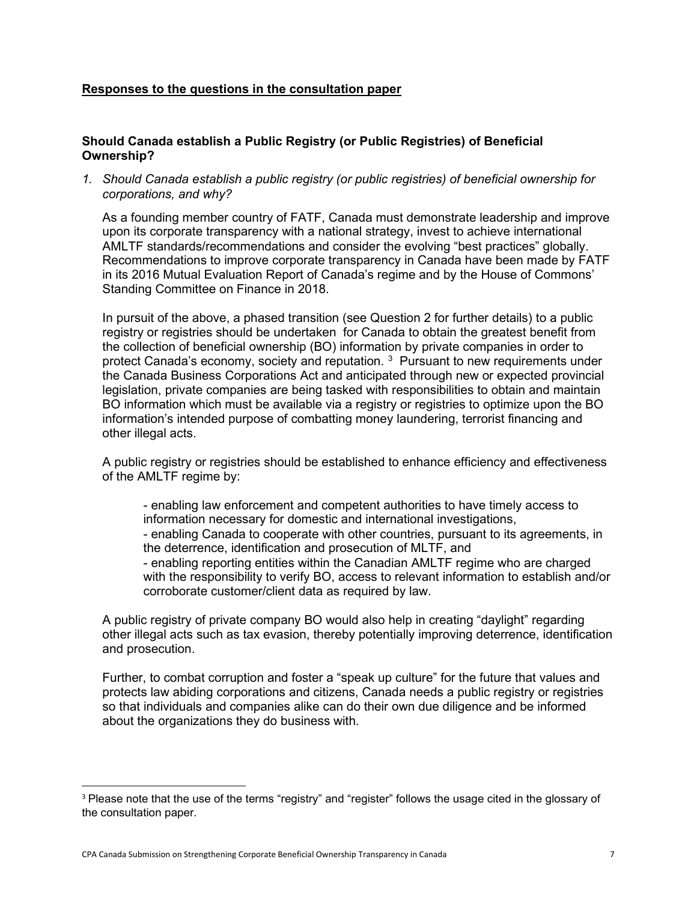**Responses to the questions in the consultation paper**

## Should Canada establish a Public Registry (or Public Registries) of Beneficial Ownership?

1. *Should Canada establish a public registry (or public registries) of beneficial ownership for corporations, and why?*

   As a founding member country of FATF, Canada must demonstrate leadership and improve upon its corporate transparency with a national strategy, invest to achieve international AMLTF standards/recommendations and consider the evolving "best practices" globally. Recommendations to improve corporate transparency in Canada have been made by FATF in its 2016 Mutual Evaluation Report of Canada's regime and by the House of Commons' Standing Committee on Finance in 2018.

   In pursuit of the above, a phased transition (see Question 2 for further details) to a public registry or registries should be undertaken for Canada to obtain the greatest benefit from the collection of beneficial ownership (BO) information by private companies in order to protect Canada's economy, society and reputation. [3] Pursuant to new requirements under the Canada Business Corporations Act and anticipated through new or expected provincial legislation, private companies are being tasked with responsibilities to obtain and maintain BO information which must be available via a registry or registries to optimize upon the BO information's intended purpose of combatting money laundering, terrorist financing and other illegal acts.

   A public registry or registries should be established to enhance efficiency and effectiveness of the AMLTF regime by:

   - enabling law enforcement and competent authorities to have timely access to information necessary for domestic and international investigations,
   - enabling Canada to cooperate with other countries, pursuant to its agreements, in the deterrence, identification and prosecution of MLTF, and
   - enabling reporting entities within the Canadian AMLTF regime who are charged with the responsibility to verify BO, access to relevant information to establish and/or corroborate customer/client data as required by law.

   A public registry of private company BO would also help in creating "daylight" regarding other illegal acts such as tax evasion, thereby potentially improving deterrence, identification and prosecution.

   Further, to combat corruption and foster a "speak up culture" for the future that values and protects law abiding corporations and citizens, Canada needs a public registry or registries so that individuals and companies alike can do their own due diligence and be informed about the organizations they do business with.

---

[3] Please note that the use of the terms "registry" and "register" follows the usage cited in the glossary of the consultation paper.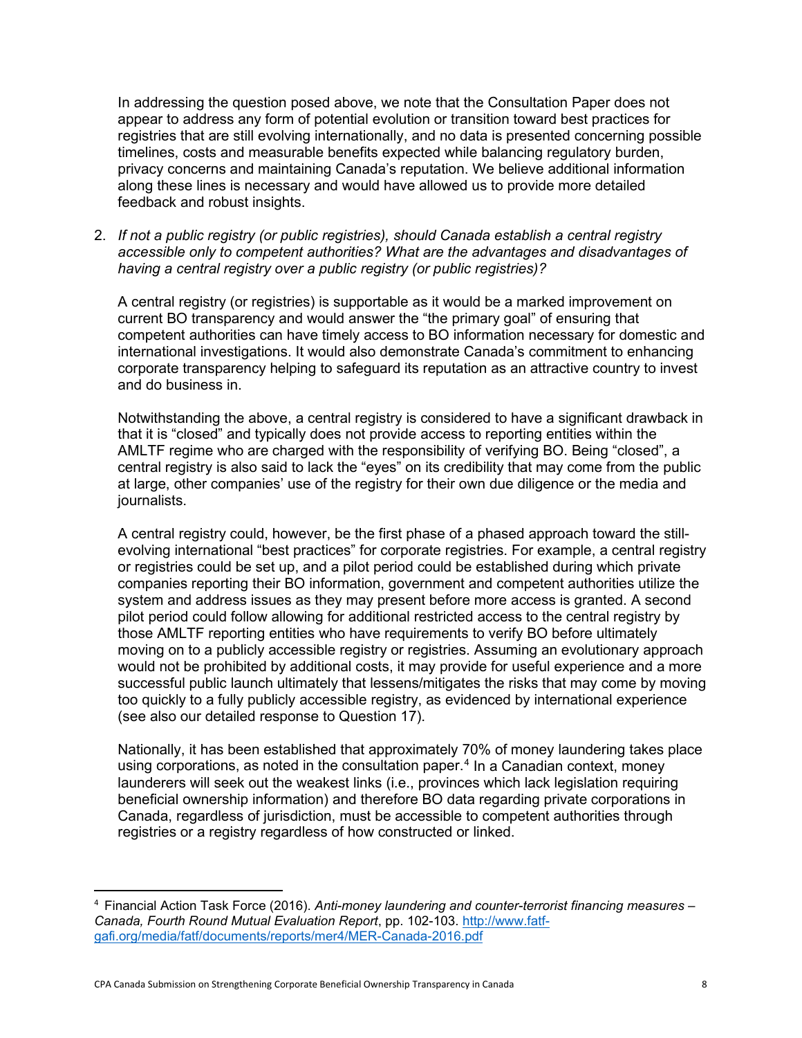In addressing the question posed above, we note that the Consultation Paper does not appear to address any form of potential evolution or transition toward best practices for registries that are still evolving internationally, and no data is presented concerning possible timelines, costs and measurable benefits expected while balancing regulatory burden, privacy concerns and maintaining Canada's reputation. We believe additional information along these lines is necessary and would have allowed us to provide more detailed feedback and robust insights.

2. *If not a public registry (or public registries), should Canada establish a central registry accessible only to competent authorities? What are the advantages and disadvantages of having a central registry over a public registry (or public registries)?*

   A central registry (or registries) is supportable as it would be a marked improvement on current BO transparency and would answer the "the primary goal" of ensuring that competent authorities can have timely access to BO information necessary for domestic and international investigations. It would also demonstrate Canada's commitment to enhancing corporate transparency helping to safeguard its reputation as an attractive country to invest and do business in.

   Notwithstanding the above, a central registry is considered to have a significant drawback in that it is "closed" and typically does not provide access to reporting entities within the AMLTF regime who are charged with the responsibility of verifying BO. Being "closed", a central registry is also said to lack the "eyes" on its credibility that may come from the public at large, other companies' use of the registry for their own due diligence or the media and journalists.

   A central registry could, however, be the first phase of a phased approach toward the still-evolving international "best practices" for corporate registries. For example, a central registry or registries could be set up, and a pilot period could be established during which private companies reporting their BO information, government and competent authorities utilize the system and address issues as they may present before more access is granted. A second pilot period could follow allowing for additional restricted access to the central registry by those AMLTF reporting entities who have requirements to verify BO before ultimately moving on to a publicly accessible registry or registries. Assuming an evolutionary approach would not be prohibited by additional costs, it may provide for useful experience and a more successful public launch ultimately that lessens/mitigates the risks that may come by moving too quickly to a fully publicly accessible registry, as evidenced by international experience (see also our detailed response to Question 17).

   Nationally, it has been established that approximately 70% of money laundering takes place using corporations, as noted in the consultation paper.[4] In a Canadian context, money launderers will seek out the weakest links (i.e., provinces which lack legislation requiring beneficial ownership information) and therefore BO data regarding private corporations in Canada, regardless of jurisdiction, must be accessible to competent authorities through registries or a registry regardless of how constructed or linked.

---

[4] Financial Action Task Force (2016). *Anti-money laundering and counter-terrorist financing measures – Canada, Fourth Round Mutual Evaluation Report*, pp. 102-103. http://www.fatf-gafi.org/media/fatf/documents/reports/mer4/MER-Canada-2016.pdf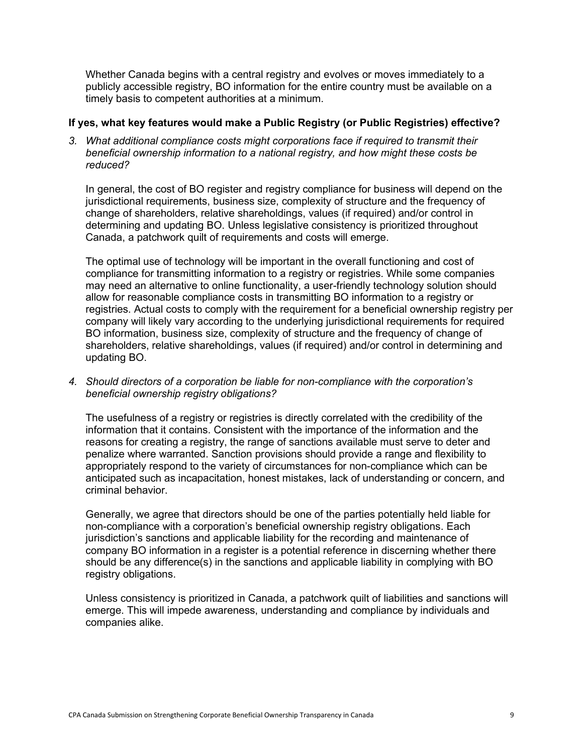Whether Canada begins with a central registry and evolves or moves immediately to a publicly accessible registry, BO information for the entire country must be available on a timely basis to competent authorities at a minimum.

**If yes, what key features would make a Public Registry (or Public Registries) effective?**

3. *What additional compliance costs might corporations face if required to transmit their beneficial ownership information to a national registry, and how might these costs be reduced?*

   In general, the cost of BO register and registry compliance for business will depend on the jurisdictional requirements, business size, complexity of structure and the frequency of change of shareholders, relative shareholdings, values (if required) and/or control in determining and updating BO. Unless legislative consistency is prioritized throughout Canada, a patchwork quilt of requirements and costs will emerge.

   The optimal use of technology will be important in the overall functioning and cost of compliance for transmitting information to a registry or registries. While some companies may need an alternative to online functionality, a user-friendly technology solution should allow for reasonable compliance costs in transmitting BO information to a registry or registries. Actual costs to comply with the requirement for a beneficial ownership registry per company will likely vary according to the underlying jurisdictional requirements for required BO information, business size, complexity of structure and the frequency of change of shareholders, relative shareholdings, values (if required) and/or control in determining and updating BO.

4. *Should directors of a corporation be liable for non-compliance with the corporation's beneficial ownership registry obligations?*

   The usefulness of a registry or registries is directly correlated with the credibility of the information that it contains. Consistent with the importance of the information and the reasons for creating a registry, the range of sanctions available must serve to deter and penalize where warranted. Sanction provisions should provide a range and flexibility to appropriately respond to the variety of circumstances for non-compliance which can be anticipated such as incapacitation, honest mistakes, lack of understanding or concern, and criminal behavior.

   Generally, we agree that directors should be one of the parties potentially held liable for non-compliance with a corporation's beneficial ownership registry obligations. Each jurisdiction's sanctions and applicable liability for the recording and maintenance of company BO information in a register is a potential reference in discerning whether there should be any difference(s) in the sanctions and applicable liability in complying with BO registry obligations.

   Unless consistency is prioritized in Canada, a patchwork quilt of liabilities and sanctions will emerge. This will impede awareness, understanding and compliance by individuals and companies alike.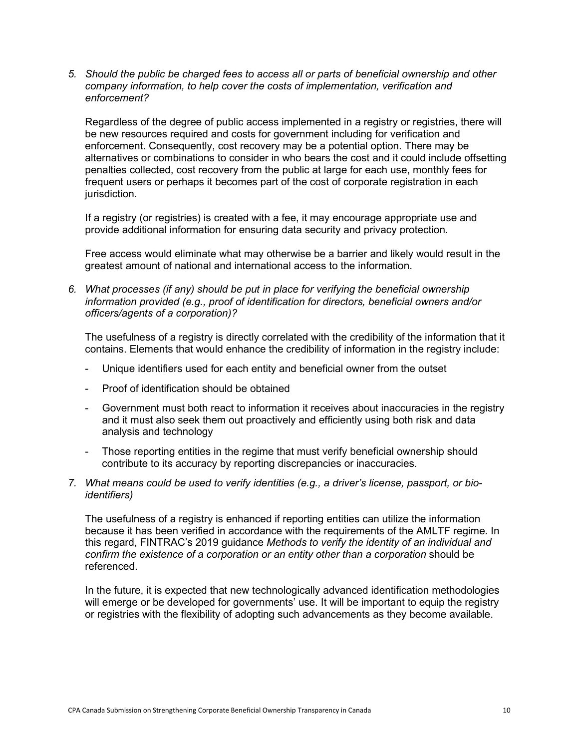*5. Should the public be charged fees to access all or parts of beneficial ownership and other company information, to help cover the costs of implementation, verification and enforcement?*

Regardless of the degree of public access implemented in a registry or registries, there will be new resources required and costs for government including for verification and enforcement. Consequently, cost recovery may be a potential option. There may be alternatives or combinations to consider in who bears the cost and it could include offsetting penalties collected, cost recovery from the public at large for each use, monthly fees for frequent users or perhaps it becomes part of the cost of corporate registration in each jurisdiction.

If a registry (or registries) is created with a fee, it may encourage appropriate use and provide additional information for ensuring data security and privacy protection.

Free access would eliminate what may otherwise be a barrier and likely would result in the greatest amount of national and international access to the information.

*6. What processes (if any) should be put in place for verifying the beneficial ownership information provided (e.g., proof of identification for directors, beneficial owners and/or officers/agents of a corporation)?*

The usefulness of a registry is directly correlated with the credibility of the information that it contains. Elements that would enhance the credibility of information in the registry include:

- Unique identifiers used for each entity and beneficial owner from the outset
- Proof of identification should be obtained
- Government must both react to information it receives about inaccuracies in the registry and it must also seek them out proactively and efficiently using both risk and data analysis and technology
- Those reporting entities in the regime that must verify beneficial ownership should contribute to its accuracy by reporting discrepancies or inaccuracies.

*7. What means could be used to verify identities (e.g., a driver's license, passport, or bio-identifiers)*

The usefulness of a registry is enhanced if reporting entities can utilize the information because it has been verified in accordance with the requirements of the AMLTF regime. In this regard, FINTRAC's 2019 guidance *Methods to verify the identity of an individual and confirm the existence of a corporation or an entity other than a corporation* should be referenced.

In the future, it is expected that new technologically advanced identification methodologies will emerge or be developed for governments' use. It will be important to equip the registry or registries with the flexibility of adopting such advancements as they become available.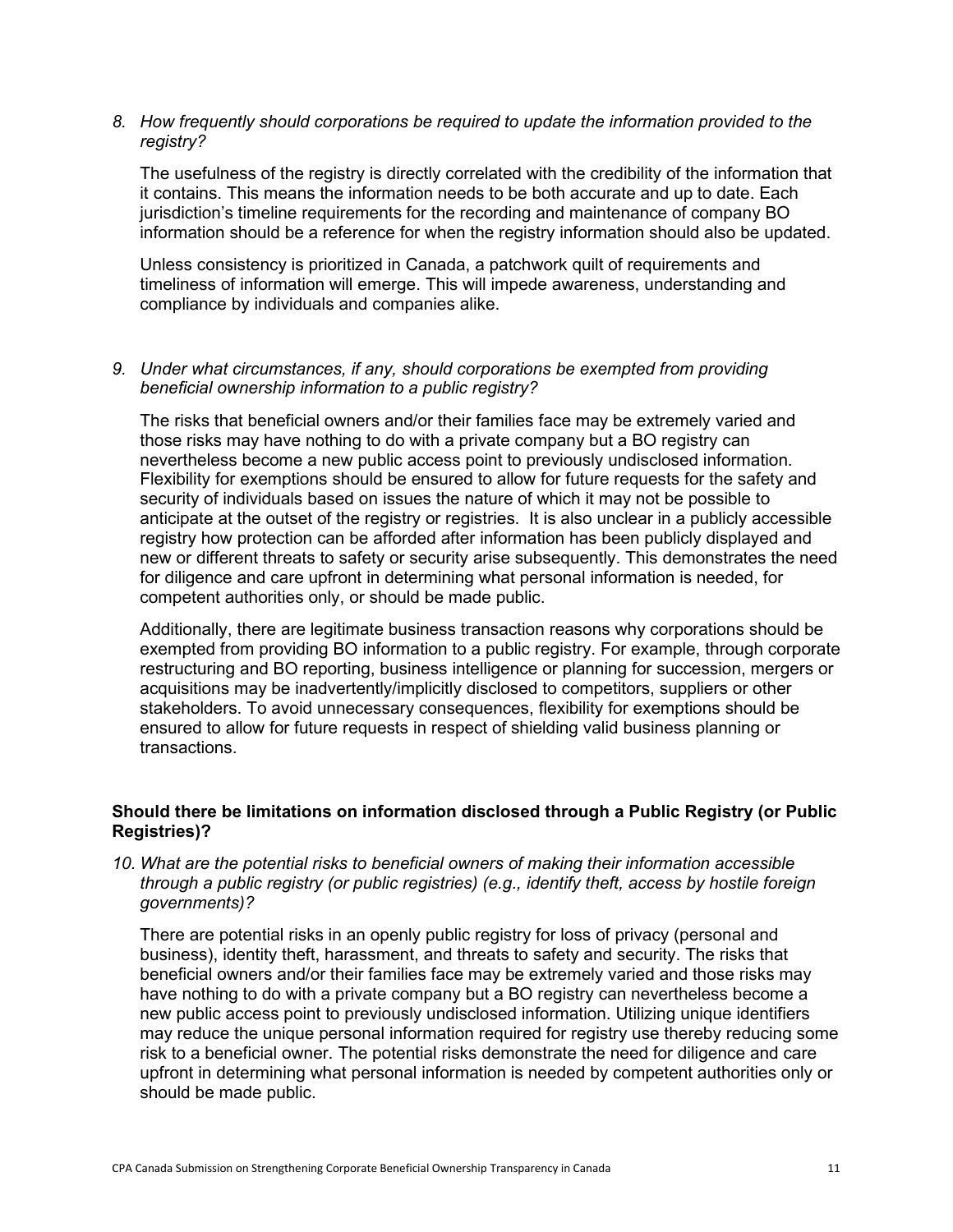*8. How frequently should corporations be required to update the information provided to the registry?*

The usefulness of the registry is directly correlated with the credibility of the information that it contains. This means the information needs to be both accurate and up to date. Each jurisdiction's timeline requirements for the recording and maintenance of company BO information should be a reference for when the registry information should also be updated.

Unless consistency is prioritized in Canada, a patchwork quilt of requirements and timeliness of information will emerge. This will impede awareness, understanding and compliance by individuals and companies alike.

*9. Under what circumstances, if any, should corporations be exempted from providing beneficial ownership information to a public registry?*

The risks that beneficial owners and/or their families face may be extremely varied and those risks may have nothing to do with a private company but a BO registry can nevertheless become a new public access point to previously undisclosed information. Flexibility for exemptions should be ensured to allow for future requests for the safety and security of individuals based on issues the nature of which it may not be possible to anticipate at the outset of the registry or registries. It is also unclear in a publicly accessible registry how protection can be afforded after information has been publicly displayed and new or different threats to safety or security arise subsequently. This demonstrates the need for diligence and care upfront in determining what personal information is needed, for competent authorities only, or should be made public.

Additionally, there are legitimate business transaction reasons why corporations should be exempted from providing BO information to a public registry. For example, through corporate restructuring and BO reporting, business intelligence or planning for succession, mergers or acquisitions may be inadvertently/implicitly disclosed to competitors, suppliers or other stakeholders. To avoid unnecessary consequences, flexibility for exemptions should be ensured to allow for future requests in respect of shielding valid business planning or transactions.

**Should there be limitations on information disclosed through a Public Registry (or Public Registries)?**

*10. What are the potential risks to beneficial owners of making their information accessible through a public registry (or public registries) (e.g., identify theft, access by hostile foreign governments)?*

There are potential risks in an openly public registry for loss of privacy (personal and business), identity theft, harassment, and threats to safety and security. The risks that beneficial owners and/or their families face may be extremely varied and those risks may have nothing to do with a private company but a BO registry can nevertheless become a new public access point to previously undisclosed information. Utilizing unique identifiers may reduce the unique personal information required for registry use thereby reducing some risk to a beneficial owner. The potential risks demonstrate the need for diligence and care upfront in determining what personal information is needed by competent authorities only or should be made public.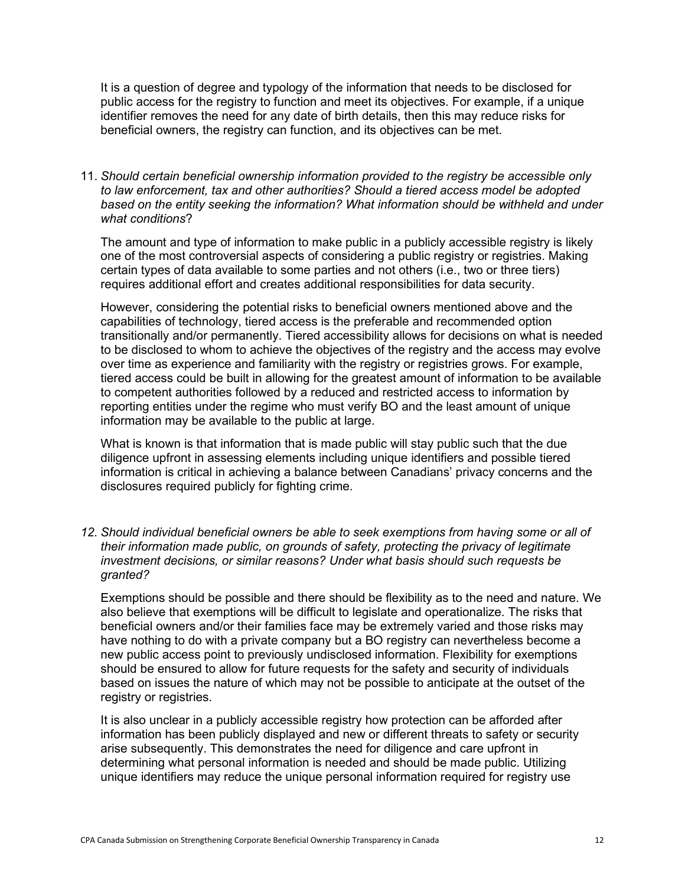It is a question of degree and typology of the information that needs to be disclosed for public access for the registry to function and meet its objectives. For example, if a unique identifier removes the need for any date of birth details, then this may reduce risks for beneficial owners, the registry can function, and its objectives can be met.

11. *Should certain beneficial ownership information provided to the registry be accessible only to law enforcement, tax and other authorities? Should a tiered access model be adopted based on the entity seeking the information? What information should be withheld and under what conditions*?

    The amount and type of information to make public in a publicly accessible registry is likely one of the most controversial aspects of considering a public registry or registries. Making certain types of data available to some parties and not others (i.e., two or three tiers) requires additional effort and creates additional responsibilities for data security.

    However, considering the potential risks to beneficial owners mentioned above and the capabilities of technology, tiered access is the preferable and recommended option transitionally and/or permanently. Tiered accessibility allows for decisions on what is needed to be disclosed to whom to achieve the objectives of the registry and the access may evolve over time as experience and familiarity with the registry or registries grows. For example, tiered access could be built in allowing for the greatest amount of information to be available to competent authorities followed by a reduced and restricted access to information by reporting entities under the regime who must verify BO and the least amount of unique information may be available to the public at large.

    What is known is that information that is made public will stay public such that the due diligence upfront in assessing elements including unique identifiers and possible tiered information is critical in achieving a balance between Canadians' privacy concerns and the disclosures required publicly for fighting crime.

12. *Should individual beneficial owners be able to seek exemptions from having some or all of their information made public, on grounds of safety, protecting the privacy of legitimate investment decisions, or similar reasons? Under what basis should such requests be granted?*

    Exemptions should be possible and there should be flexibility as to the need and nature. We also believe that exemptions will be difficult to legislate and operationalize. The risks that beneficial owners and/or their families face may be extremely varied and those risks may have nothing to do with a private company but a BO registry can nevertheless become a new public access point to previously undisclosed information. Flexibility for exemptions should be ensured to allow for future requests for the safety and security of individuals based on issues the nature of which may not be possible to anticipate at the outset of the registry or registries.

    It is also unclear in a publicly accessible registry how protection can be afforded after information has been publicly displayed and new or different threats to safety or security arise subsequently. This demonstrates the need for diligence and care upfront in determining what personal information is needed and should be made public. Utilizing unique identifiers may reduce the unique personal information required for registry use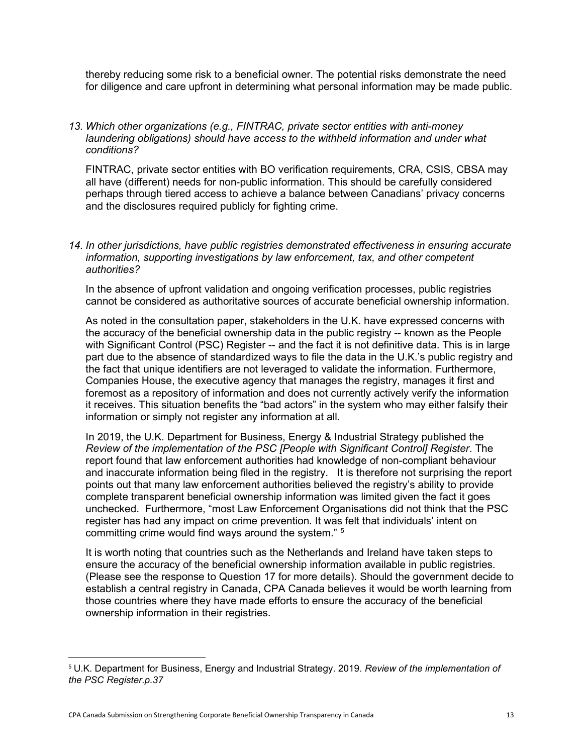thereby reducing some risk to a beneficial owner. The potential risks demonstrate the need for diligence and care upfront in determining what personal information may be made public.

*13. Which other organizations (e.g., FINTRAC, private sector entities with anti-money laundering obligations) should have access to the withheld information and under what conditions?*

FINTRAC, private sector entities with BO verification requirements, CRA, CSIS, CBSA may all have (different) needs for non-public information. This should be carefully considered perhaps through tiered access to achieve a balance between Canadians' privacy concerns and the disclosures required publicly for fighting crime.

*14. In other jurisdictions, have public registries demonstrated effectiveness in ensuring accurate information, supporting investigations by law enforcement, tax, and other competent authorities?*

In the absence of upfront validation and ongoing verification processes, public registries cannot be considered as authoritative sources of accurate beneficial ownership information.

As noted in the consultation paper, stakeholders in the U.K. have expressed concerns with the accuracy of the beneficial ownership data in the public registry -- known as the People with Significant Control (PSC) Register -- and the fact it is not definitive data. This is in large part due to the absence of standardized ways to file the data in the U.K.'s public registry and the fact that unique identifiers are not leveraged to validate the information. Furthermore, Companies House, the executive agency that manages the registry, manages it first and foremost as a repository of information and does not currently actively verify the information it receives. This situation benefits the "bad actors" in the system who may either falsify their information or simply not register any information at all.

In 2019, the U.K. Department for Business, Energy & Industrial Strategy published the *Review of the implementation of the PSC [People with Significant Control] Register*. The report found that law enforcement authorities had knowledge of non-compliant behaviour and inaccurate information being filed in the registry. It is therefore not surprising the report points out that many law enforcement authorities believed the registry's ability to provide complete transparent beneficial ownership information was limited given the fact it goes unchecked. Furthermore, "most Law Enforcement Organisations did not think that the PSC register has had any impact on crime prevention. It was felt that individuals' intent on committing crime would find ways around the system." [5]

It is worth noting that countries such as the Netherlands and Ireland have taken steps to ensure the accuracy of the beneficial ownership information available in public registries. (Please see the response to Question 17 for more details). Should the government decide to establish a central registry in Canada, CPA Canada believes it would be worth learning from those countries where they have made efforts to ensure the accuracy of the beneficial ownership information in their registries.

---

[5] U.K. Department for Business, Energy and Industrial Strategy. 2019. *Review of the implementation of the PSC Register.p.37*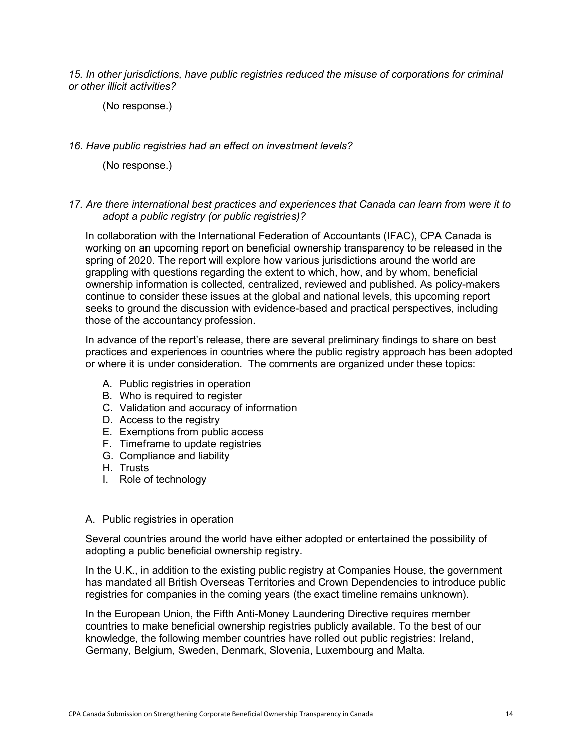*15. In other jurisdictions, have public registries reduced the misuse of corporations for criminal or other illicit activities?*

(No response.)

*16. Have public registries had an effect on investment levels?*

(No response.)

*17. Are there international best practices and experiences that Canada can learn from were it to adopt a public registry (or public registries)?*

In collaboration with the International Federation of Accountants (IFAC), CPA Canada is working on an upcoming report on beneficial ownership transparency to be released in the spring of 2020. The report will explore how various jurisdictions around the world are grappling with questions regarding the extent to which, how, and by whom, beneficial ownership information is collected, centralized, reviewed and published. As policy-makers continue to consider these issues at the global and national levels, this upcoming report seeks to ground the discussion with evidence-based and practical perspectives, including those of the accountancy profession.

In advance of the report's release, there are several preliminary findings to share on best practices and experiences in countries where the public registry approach has been adopted or where it is under consideration. The comments are organized under these topics:

A. Public registries in operation
B. Who is required to register
C. Validation and accuracy of information
D. Access to the registry
E. Exemptions from public access
F. Timeframe to update registries
G. Compliance and liability
H. Trusts
I. Role of technology

A. Public registries in operation

Several countries around the world have either adopted or entertained the possibility of adopting a public beneficial ownership registry.

In the U.K., in addition to the existing public registry at Companies House, the government has mandated all British Overseas Territories and Crown Dependencies to introduce public registries for companies in the coming years (the exact timeline remains unknown).

In the European Union, the Fifth Anti-Money Laundering Directive requires member countries to make beneficial ownership registries publicly available. To the best of our knowledge, the following member countries have rolled out public registries: Ireland, Germany, Belgium, Sweden, Denmark, Slovenia, Luxembourg and Malta.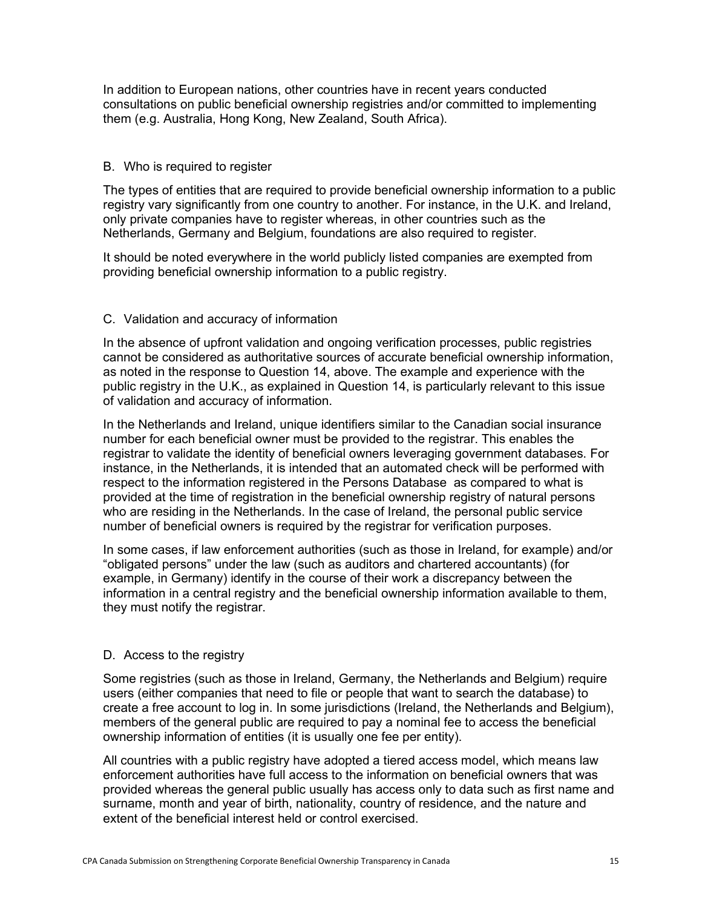In addition to European nations, other countries have in recent years conducted consultations on public beneficial ownership registries and/or committed to implementing them (e.g. Australia, Hong Kong, New Zealand, South Africa).

### B. Who is required to register

The types of entities that are required to provide beneficial ownership information to a public registry vary significantly from one country to another. For instance, in the U.K. and Ireland, only private companies have to register whereas, in other countries such as the Netherlands, Germany and Belgium, foundations are also required to register.

It should be noted everywhere in the world publicly listed companies are exempted from providing beneficial ownership information to a public registry.

### C. Validation and accuracy of information

In the absence of upfront validation and ongoing verification processes, public registries cannot be considered as authoritative sources of accurate beneficial ownership information, as noted in the response to Question 14, above. The example and experience with the public registry in the U.K., as explained in Question 14, is particularly relevant to this issue of validation and accuracy of information.

In the Netherlands and Ireland, unique identifiers similar to the Canadian social insurance number for each beneficial owner must be provided to the registrar. This enables the registrar to validate the identity of beneficial owners leveraging government databases. For instance, in the Netherlands, it is intended that an automated check will be performed with respect to the information registered in the Persons Database as compared to what is provided at the time of registration in the beneficial ownership registry of natural persons who are residing in the Netherlands. In the case of Ireland, the personal public service number of beneficial owners is required by the registrar for verification purposes.

In some cases, if law enforcement authorities (such as those in Ireland, for example) and/or "obligated persons" under the law (such as auditors and chartered accountants) (for example, in Germany) identify in the course of their work a discrepancy between the information in a central registry and the beneficial ownership information available to them, they must notify the registrar.

### D. Access to the registry

Some registries (such as those in Ireland, Germany, the Netherlands and Belgium) require users (either companies that need to file or people that want to search the database) to create a free account to log in. In some jurisdictions (Ireland, the Netherlands and Belgium), members of the general public are required to pay a nominal fee to access the beneficial ownership information of entities (it is usually one fee per entity).

All countries with a public registry have adopted a tiered access model, which means law enforcement authorities have full access to the information on beneficial owners that was provided whereas the general public usually has access only to data such as first name and surname, month and year of birth, nationality, country of residence, and the nature and extent of the beneficial interest held or control exercised.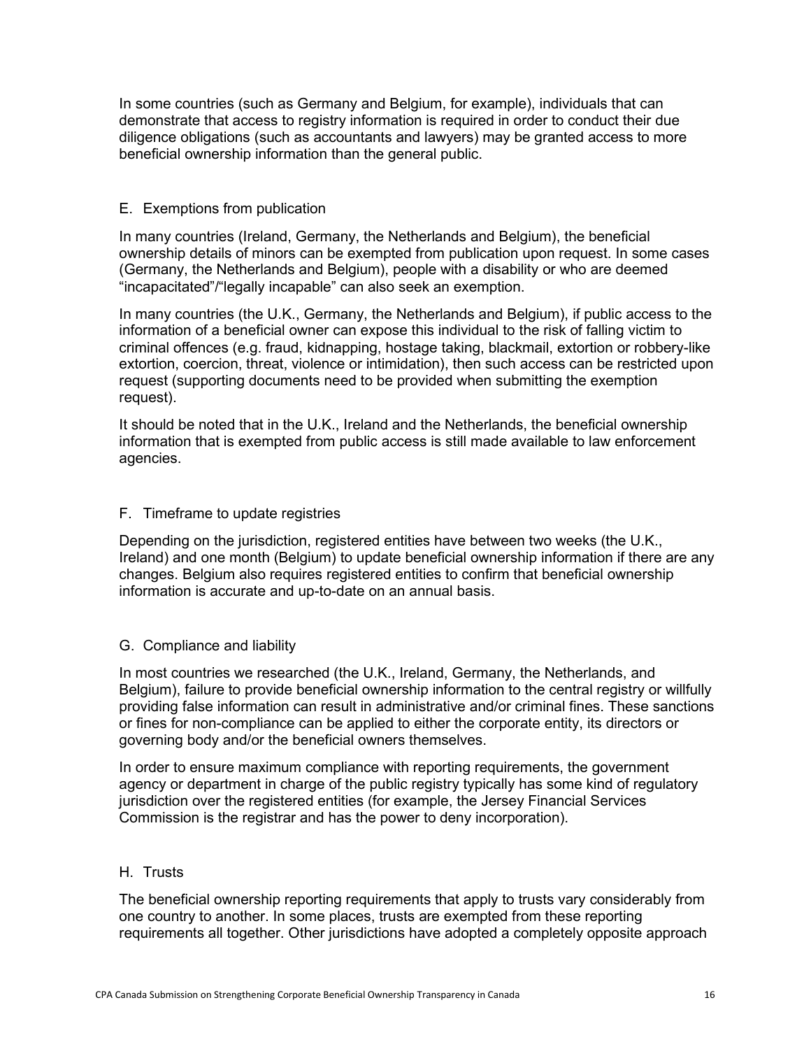In some countries (such as Germany and Belgium, for example), individuals that can demonstrate that access to registry information is required in order to conduct their due diligence obligations (such as accountants and lawyers) may be granted access to more beneficial ownership information than the general public.

### E. Exemptions from publication

In many countries (Ireland, Germany, the Netherlands and Belgium), the beneficial ownership details of minors can be exempted from publication upon request. In some cases (Germany, the Netherlands and Belgium), people with a disability or who are deemed "incapacitated"/"legally incapable" can also seek an exemption.

In many countries (the U.K., Germany, the Netherlands and Belgium), if public access to the information of a beneficial owner can expose this individual to the risk of falling victim to criminal offences (e.g. fraud, kidnapping, hostage taking, blackmail, extortion or robbery-like extortion, coercion, threat, violence or intimidation), then such access can be restricted upon request (supporting documents need to be provided when submitting the exemption request).

It should be noted that in the U.K., Ireland and the Netherlands, the beneficial ownership information that is exempted from public access is still made available to law enforcement agencies.

### F. Timeframe to update registries

Depending on the jurisdiction, registered entities have between two weeks (the U.K., Ireland) and one month (Belgium) to update beneficial ownership information if there are any changes. Belgium also requires registered entities to confirm that beneficial ownership information is accurate and up-to-date on an annual basis.

### G. Compliance and liability

In most countries we researched (the U.K., Ireland, Germany, the Netherlands, and Belgium), failure to provide beneficial ownership information to the central registry or willfully providing false information can result in administrative and/or criminal fines. These sanctions or fines for non-compliance can be applied to either the corporate entity, its directors or governing body and/or the beneficial owners themselves.

In order to ensure maximum compliance with reporting requirements, the government agency or department in charge of the public registry typically has some kind of regulatory jurisdiction over the registered entities (for example, the Jersey Financial Services Commission is the registrar and has the power to deny incorporation).

### H. Trusts

The beneficial ownership reporting requirements that apply to trusts vary considerably from one country to another. In some places, trusts are exempted from these reporting requirements all together. Other jurisdictions have adopted a completely opposite approach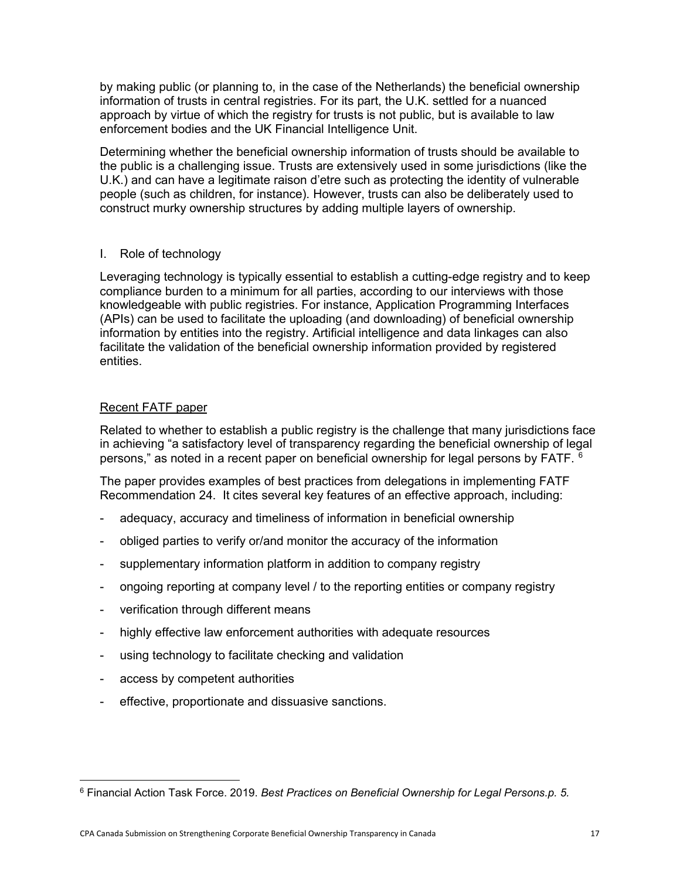by making public (or planning to, in the case of the Netherlands) the beneficial ownership information of trusts in central registries. For its part, the U.K. settled for a nuanced approach by virtue of which the registry for trusts is not public, but is available to law enforcement bodies and the UK Financial Intelligence Unit.

Determining whether the beneficial ownership information of trusts should be available to the public is a challenging issue. Trusts are extensively used in some jurisdictions (like the U.K.) and can have a legitimate raison d'etre such as protecting the identity of vulnerable people (such as children, for instance). However, trusts can also be deliberately used to construct murky ownership structures by adding multiple layers of ownership.

## I. Role of technology

Leveraging technology is typically essential to establish a cutting-edge registry and to keep compliance burden to a minimum for all parties, according to our interviews with those knowledgeable with public registries. For instance, Application Programming Interfaces (APIs) can be used to facilitate the uploading (and downloading) of beneficial ownership information by entities into the registry. Artificial intelligence and data linkages can also facilitate the validation of the beneficial ownership information provided by registered entities.

## Recent FATF paper

Related to whether to establish a public registry is the challenge that many jurisdictions face in achieving "a satisfactory level of transparency regarding the beneficial ownership of legal persons," as noted in a recent paper on beneficial ownership for legal persons by FATF. [6]

The paper provides examples of best practices from delegations in implementing FATF Recommendation 24. It cites several key features of an effective approach, including:

- adequacy, accuracy and timeliness of information in beneficial ownership
- obliged parties to verify or/and monitor the accuracy of the information
- supplementary information platform in addition to company registry
- ongoing reporting at company level / to the reporting entities or company registry
- verification through different means
- highly effective law enforcement authorities with adequate resources
- using technology to facilitate checking and validation
- access by competent authorities
- effective, proportionate and dissuasive sanctions.

---

[6] Financial Action Task Force. 2019. *Best Practices on Beneficial Ownership for Legal Persons.p. 5.*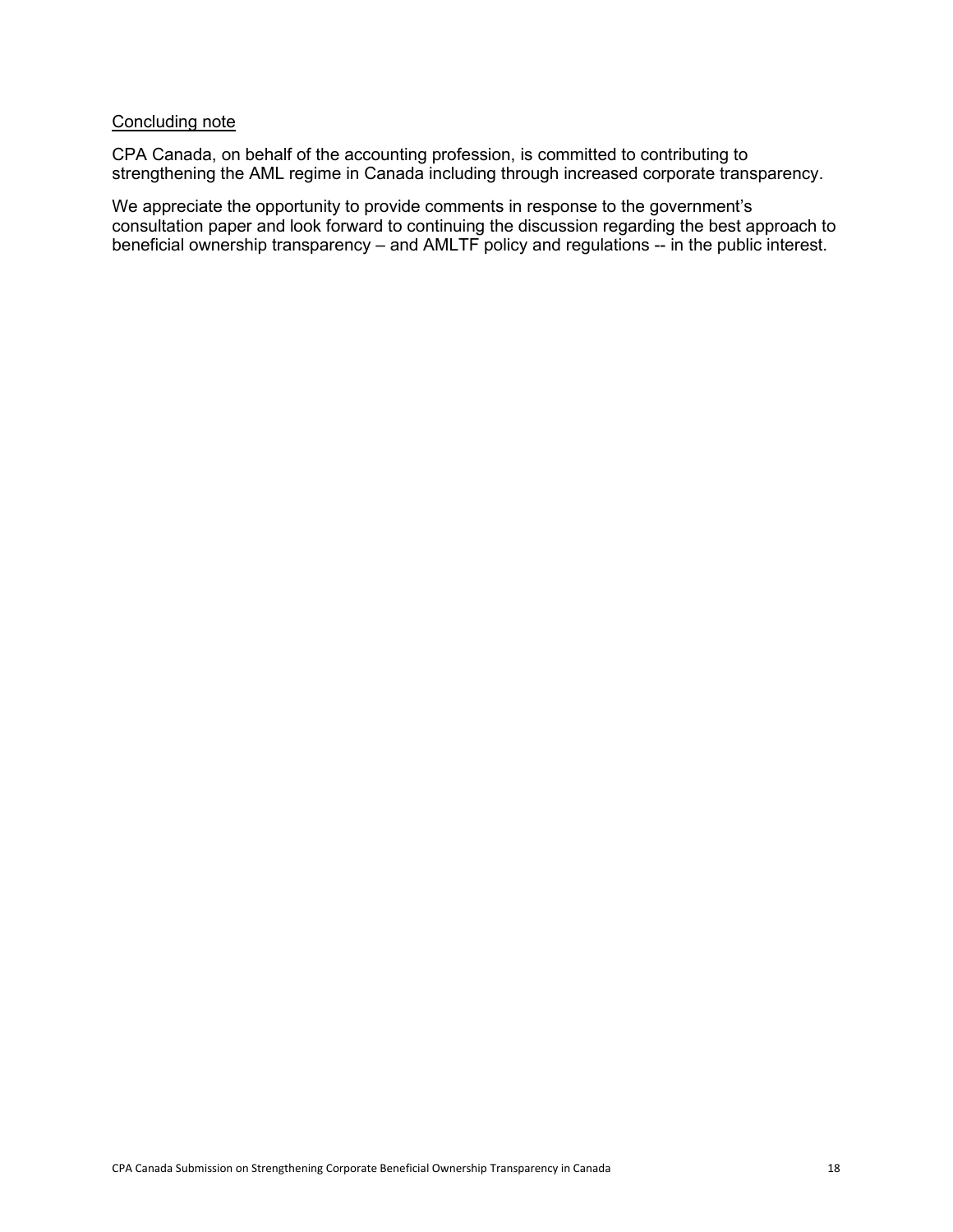<u>Concluding note</u>

CPA Canada, on behalf of the accounting profession, is committed to contributing to strengthening the AML regime in Canada including through increased corporate transparency.

We appreciate the opportunity to provide comments in response to the government's consultation paper and look forward to continuing the discussion regarding the best approach to beneficial ownership transparency – and AMLTF policy and regulations -- in the public interest.